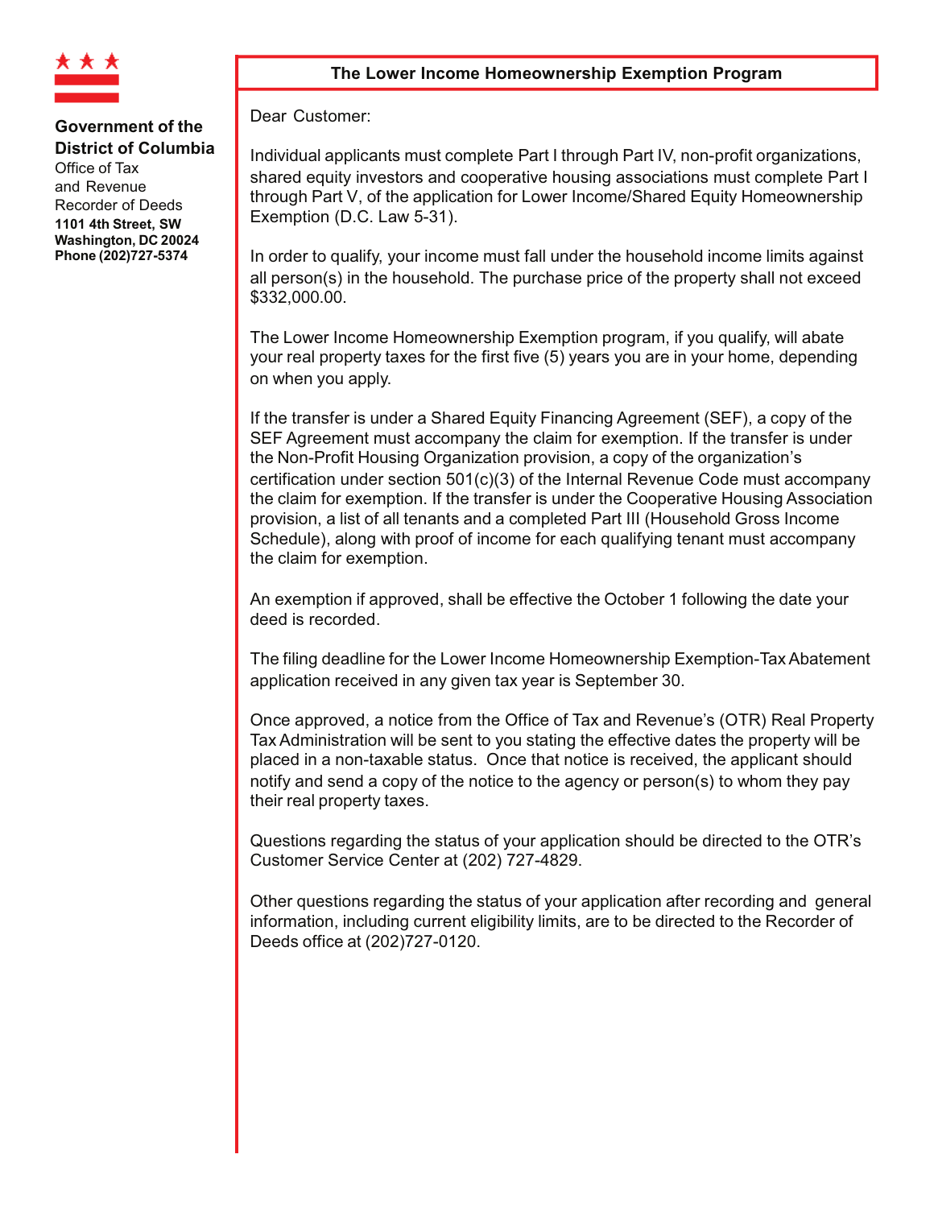**Government of the District of Columbia**
Office of Tax and Revenue
Recorder of Deeds
**1101 4th Street, SW**
**Washington, DC 20024**
**Phone (202)727-5374**

# The Lower Income Homeownership Exemption Program

Dear Customer:

Individual applicants must complete Part I through Part IV, non-profit organizations, shared equity investors and cooperative housing associations must complete Part I through Part V, of the application for Lower Income/Shared Equity Homeownership Exemption (D.C. Law 5-31).

In order to qualify, your income must fall under the household income limits against all person(s) in the household. The purchase price of the property shall not exceed $332,000.00.

The Lower Income Homeownership Exemption program, if you qualify, will abate your real property taxes for the first five (5) years you are in your home, depending on when you apply.

If the transfer is under a Shared Equity Financing Agreement (SEF), a copy of the SEF Agreement must accompany the claim for exemption. If the transfer is under the Non-Profit Housing Organization provision, a copy of the organization's certification under section 501(c)(3) of the Internal Revenue Code must accompany the claim for exemption. If the transfer is under the Cooperative Housing Association provision, a list of all tenants and a completed Part III (Household Gross Income Schedule), along with proof of income for each qualifying tenant must accompany the claim for exemption.

An exemption if approved, shall be effective the October 1 following the date your deed is recorded.

The filing deadline for the Lower Income Homeownership Exemption-Tax Abatement application received in any given tax year is September 30.

Once approved, a notice from the Office of Tax and Revenue's (OTR) Real Property Tax Administration will be sent to you stating the effective dates the property will be placed in a non-taxable status. Once that notice is received, the applicant should notify and send a copy of the notice to the agency or person(s) to whom they pay their real property taxes.

Questions regarding the status of your application should be directed to the OTR's Customer Service Center at (202) 727-4829.

Other questions regarding the status of your application after recording and general information, including current eligibility limits, are to be directed to the Recorder of Deeds office at (202)727-0120.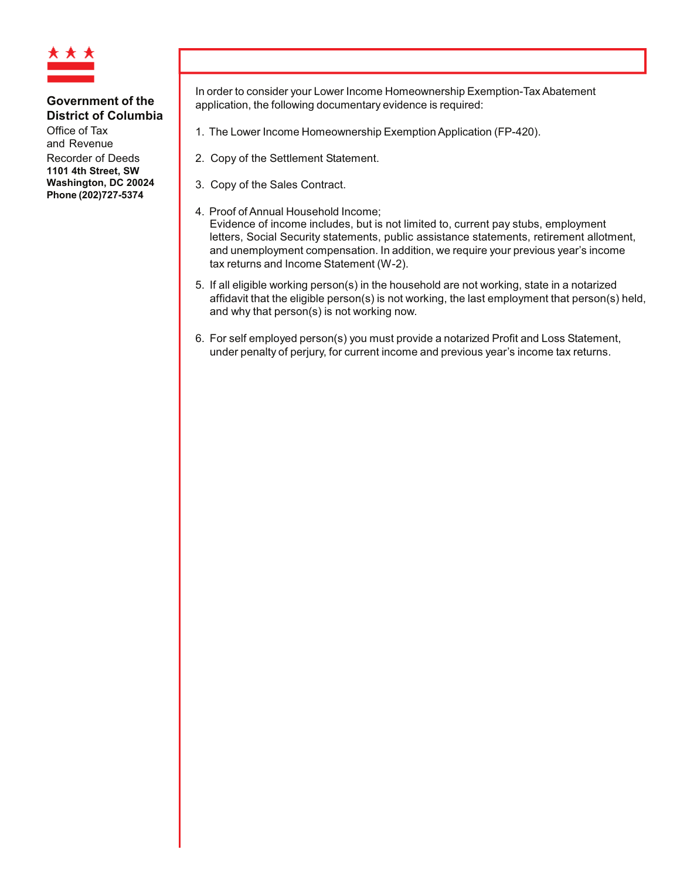**Government of the District of Columbia**

Office of Tax and Revenue

Recorder of Deeds

**1101 4th Street, SW**
**Washington, DC 20024**
**Phone (202)727-5374**

In order to consider your Lower Income Homeownership Exemption-Tax Abatement application, the following documentary evidence is required:

1. The Lower Income Homeownership Exemption Application (FP-420).

2. Copy of the Settlement Statement.

3. Copy of the Sales Contract.

4. Proof of Annual Household Income;
   Evidence of income includes, but is not limited to, current pay stubs, employment letters, Social Security statements, public assistance statements, retirement allotment, and unemployment compensation. In addition, we require your previous year's income tax returns and Income Statement (W-2).

5. If all eligible working person(s) in the household are not working, state in a notarized affidavit that the eligible person(s) is not working, the last employment that person(s) held, and why that person(s) is not working now.

6. For self employed person(s) you must provide a notarized Profit and Loss Statement, under penalty of perjury, for current income and previous year's income tax returns.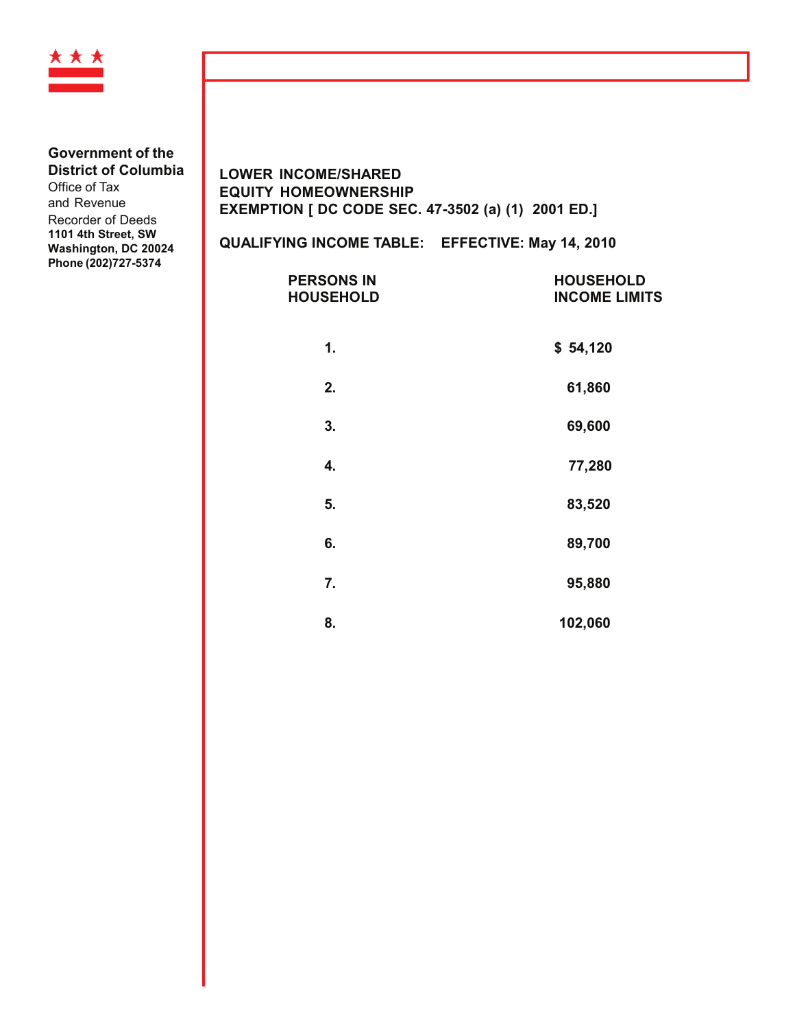**Government of the District of Columbia**
Office of Tax and Revenue
Recorder of Deeds
**1101 4th Street, SW**
**Washington, DC 20024**
**Phone (202)727-5374**

## LOWER INCOME/SHARED EQUITY HOMEOWNERSHIP EXEMPTION [ DC CODE SEC. 47-3502 (a) (1) 2001 ED.]

**QUALIFYING INCOME TABLE: EFFECTIVE: May 14, 2010**

| PERSONS IN HOUSEHOLD | HOUSEHOLD INCOME LIMITS |
|---|---|
| 1. | $ 54,120 |
| 2. | 61,860 |
| 3. | 69,600 |
| 4. | 77,280 |
| 5. | 83,520 |
| 6. | 89,700 |
| 7. | 95,880 |
| 8. | 102,060 |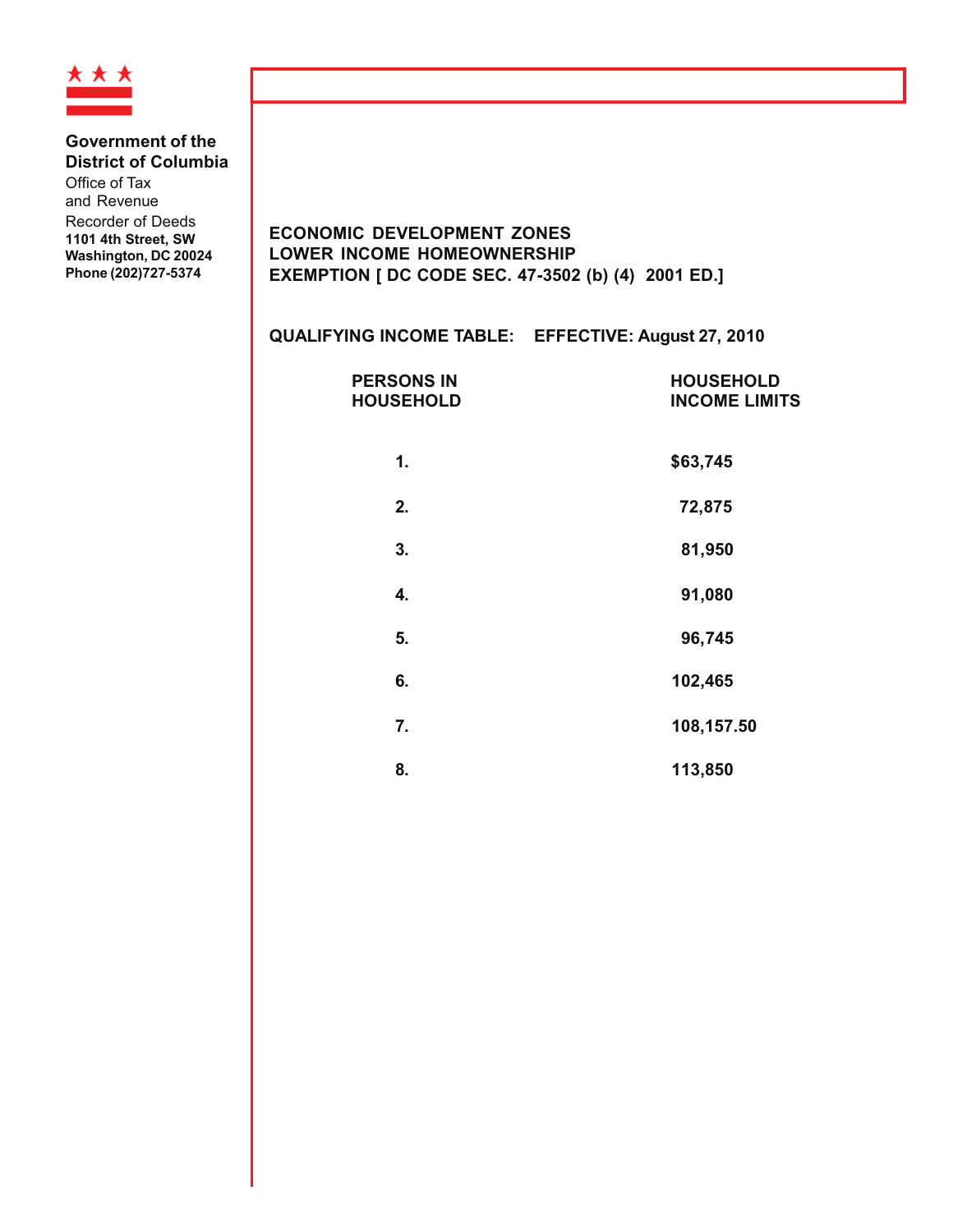**Government of the District of Columbia**
Office of Tax and Revenue
Recorder of Deeds
**1101 4th Street, SW**
**Washington, DC 20024**
**Phone (202)727-5374**

## ECONOMIC DEVELOPMENT ZONES LOWER INCOME HOMEOWNERSHIP EXEMPTION [ DC CODE SEC. 47-3502 (b) (4) 2001 ED.]

**QUALIFYING INCOME TABLE: EFFECTIVE: August 27, 2010**

| PERSONS IN HOUSEHOLD | HOUSEHOLD INCOME LIMITS |
|---|---|
| 1. | $63,745 |
| 2. | 72,875 |
| 3. | 81,950 |
| 4. | 91,080 |
| 5. | 96,745 |
| 6. | 102,465 |
| 7. | 108,157.50 |
| 8. | 113,850 |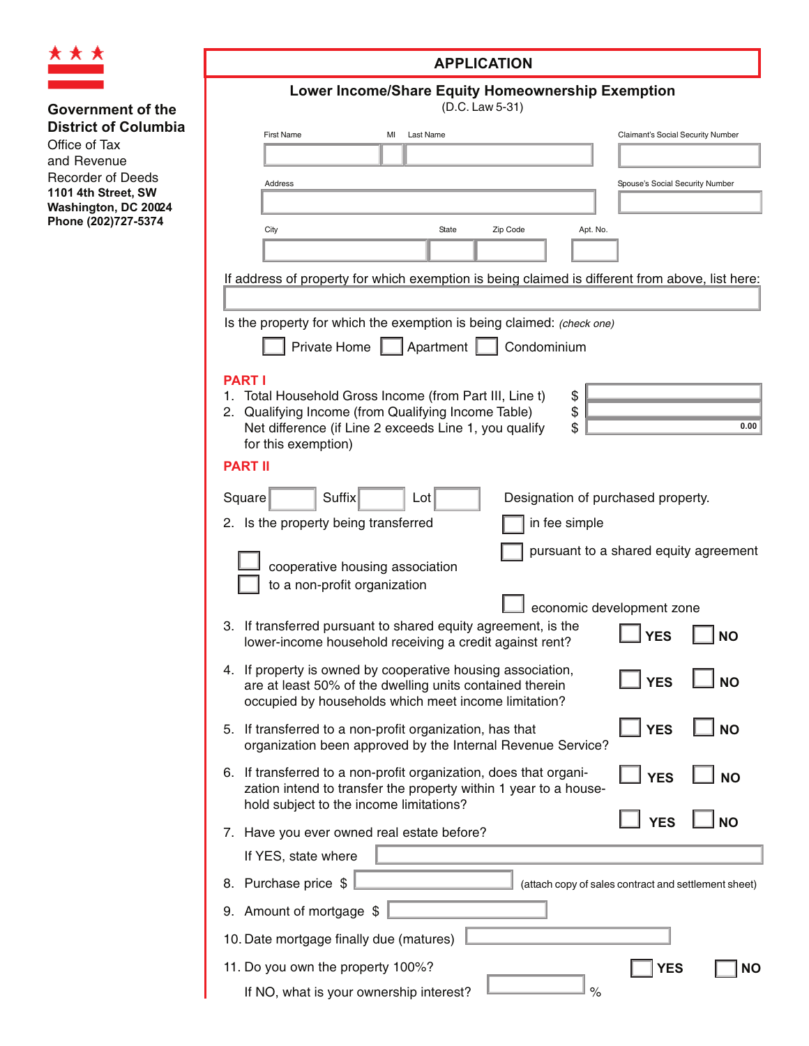**Government of the District of Columbia**
Office of Tax and Revenue
Recorder of Deeds
**1101 4th Street, SW**
**Washington, DC 20024**
**Phone (202)727-5374**

# APPLICATION

## Lower Income/Share Equity Homeownership Exemption

(D.C. Law 5-31)

First Name ______ MI ______ Last Name ______

Claimant's Social Security Number ______

Address ______

Spouse's Social Security Number ______

City ______ State ______ Zip Code ______ Apt. No. ______

If address of property for which exemption is being claimed is different from above, list here: ______

Is the property for which the exemption is being claimed: *(check one)*

☐ Private Home ☐ Apartment ☐ Condominium

**PART I**

1. Total Household Gross Income (from Part III, Line t) $ ______
2. Qualifying Income (from Qualifying Income Table) $ ______

Net difference (if Line 2 exceeds Line 1, you qualify for this exemption) $ 0.00

**PART II**

Square ______ Suffix ______ Lot ______

Designation of purchased property.

2. Is the property being transferred
   - ☐ in fee simple
   - ☐ pursuant to a shared equity agreement
   - ☐ cooperative housing association
   - ☐ to a non-profit organization
   - ☐ economic development zone

3. If transferred pursuant to shared equity agreement, is the lower-income household receiving a credit against rent? ☐ YES ☐ NO

4. If property is owned by cooperative housing association, are at least 50% of the dwelling units contained therein occupied by households which meet income limitation? ☐ YES ☐ NO

5. If transferred to a non-profit organization, has that organization been approved by the Internal Revenue Service? ☐ YES ☐ NO

6. If transferred to a non-profit organization, does that organization intend to transfer the property within 1 year to a household subject to the income limitations? ☐ YES ☐ NO

7. Have you ever owned real estate before? ☐ YES ☐ NO

   If YES, state where ______

8. Purchase price $ ______ (attach copy of sales contract and settlement sheet)

9. Amount of mortgage $ ______

10. Date mortgage finally due (matures) ______

11. Do you own the property 100%? ☐ YES ☐ NO

    If NO, what is your ownership interest? ______ %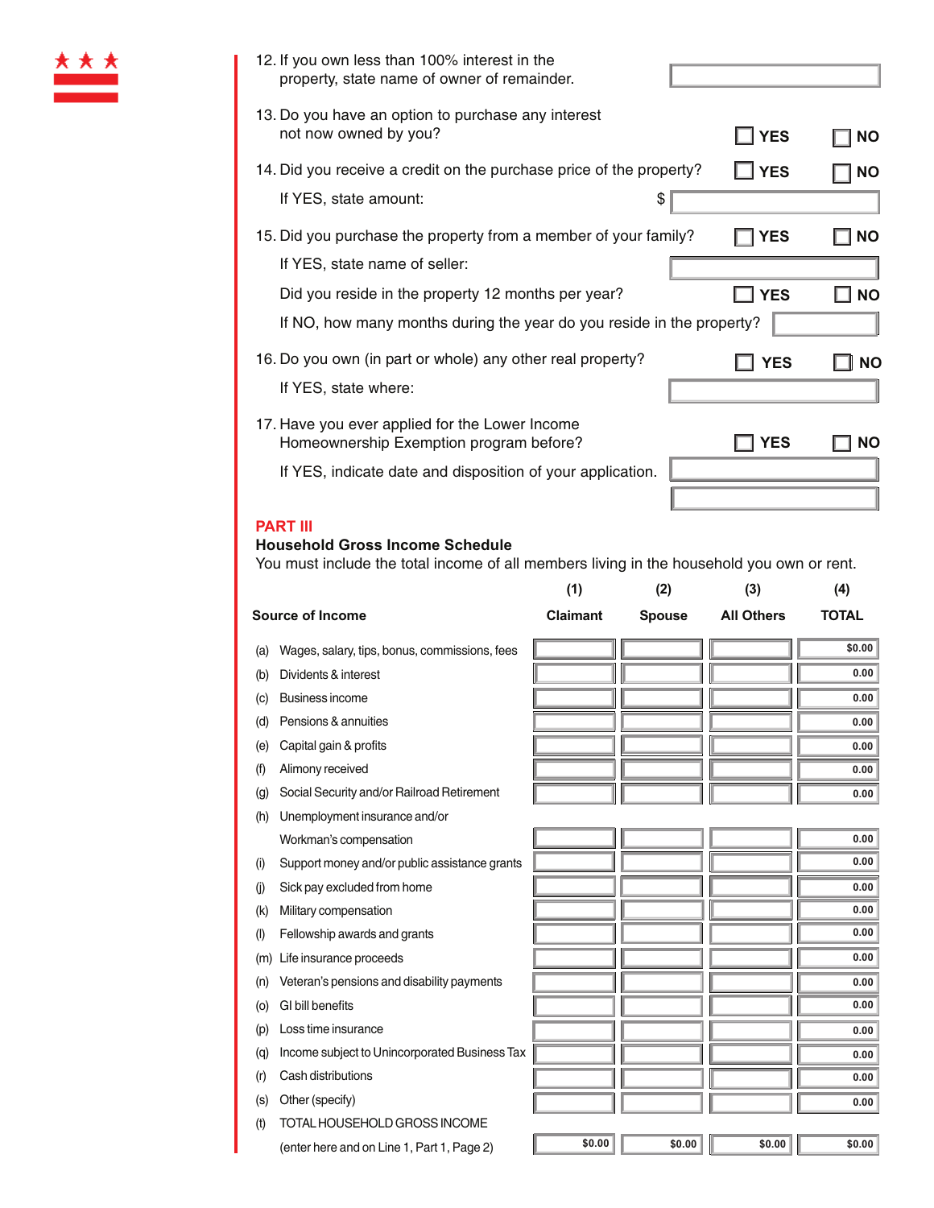12. If you own less than 100% interest in the property, state name of owner of remainder. 

13. Do you have an option to purchase any interest not now owned by you? ☐ YES ☐ NO

14. Did you receive a credit on the purchase price of the property? ☐ YES ☐ NO

    If YES, state amount: $

15. Did you purchase the property from a member of your family? ☐ YES ☐ NO

    If YES, state name of seller:

    Did you reside in the property 12 months per year? ☐ YES ☐ NO

    If NO, how many months during the year do you reside in the property?

16. Do you own (in part or whole) any other real property? ☐ YES ☐ NO

    If YES, state where:

17. Have you ever applied for the Lower Income Homeownership Exemption program before? ☐ YES ☐ NO

    If YES, indicate date and disposition of your application.

## PART III

### Household Gross Income Schedule

You must include the total income of all members living in the household you own or rent.

| Source of Income | (1) Claimant | (2) Spouse | (3) All Others | (4) TOTAL |
|---|---|---|---|---|
| (a) Wages, salary, tips, bonus, commissions, fees | | | | $0.00 |
| (b) Dividents & interest | | | | 0.00 |
| (c) Business income | | | | 0.00 |
| (d) Pensions & annuities | | | | 0.00 |
| (e) Capital gain & profits | | | | 0.00 |
| (f) Alimony received | | | | 0.00 |
| (g) Social Security and/or Railroad Retirement | | | | 0.00 |
| (h) Unemployment insurance and/or Workman's compensation | | | | 0.00 |
| (i) Support money and/or public assistance grants | | | | 0.00 |
| (j) Sick pay excluded from home | | | | 0.00 |
| (k) Military compensation | | | | 0.00 |
| (l) Fellowship awards and grants | | | | 0.00 |
| (m) Life insurance proceeds | | | | 0.00 |
| (n) Veteran's pensions and disability payments | | | | 0.00 |
| (o) GI bill benefits | | | | 0.00 |
| (p) Loss time insurance | | | | 0.00 |
| (q) Income subject to Unincorporated Business Tax | | | | 0.00 |
| (r) Cash distributions | | | | 0.00 |
| (s) Other (specify) | | | | 0.00 |
| (t) TOTAL HOUSEHOLD GROSS INCOME (enter here and on Line 1, Part 1, Page 2) | $0.00 | $0.00 | $0.00 | $0.00 |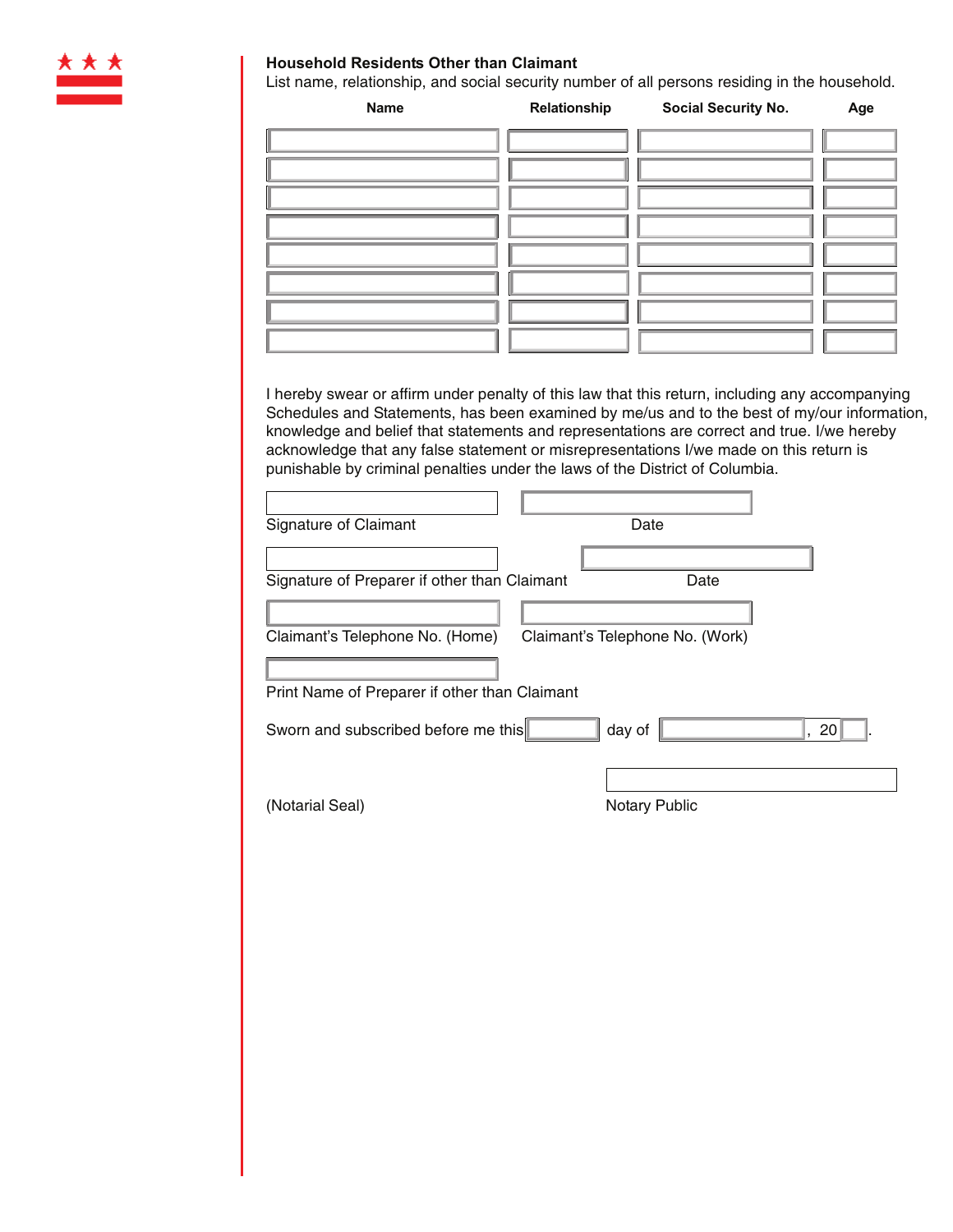**Household Residents Other than Claimant**

List name, relationship, and social security number of all persons residing in the household.

| Name | Relationship | Social Security No. | Age |
|---|---|---|---|
| | | | |
| | | | |
| | | | |
| | | | |
| | | | |
| | | | |
| | | | |
| | | | |

I hereby swear or affirm under penalty of this law that this return, including any accompanying Schedules and Statements, has been examined by me/us and to the best of my/our information, knowledge and belief that statements and representations are correct and true. I/we hereby acknowledge that any false statement or misrepresentations I/we made on this return is punishable by criminal penalties under the laws of the District of Columbia.

Signature of Claimant ____________ Date ____________

Signature of Preparer if other than Claimant ____________ Date ____________

Claimant's Telephone No. (Home) ____________ Claimant's Telephone No. (Work) ____________

Print Name of Preparer if other than Claimant ____________

Sworn and subscribed before me this ______ day of ____________, 20 ____.

(Notarial Seal)

Notary Public ____________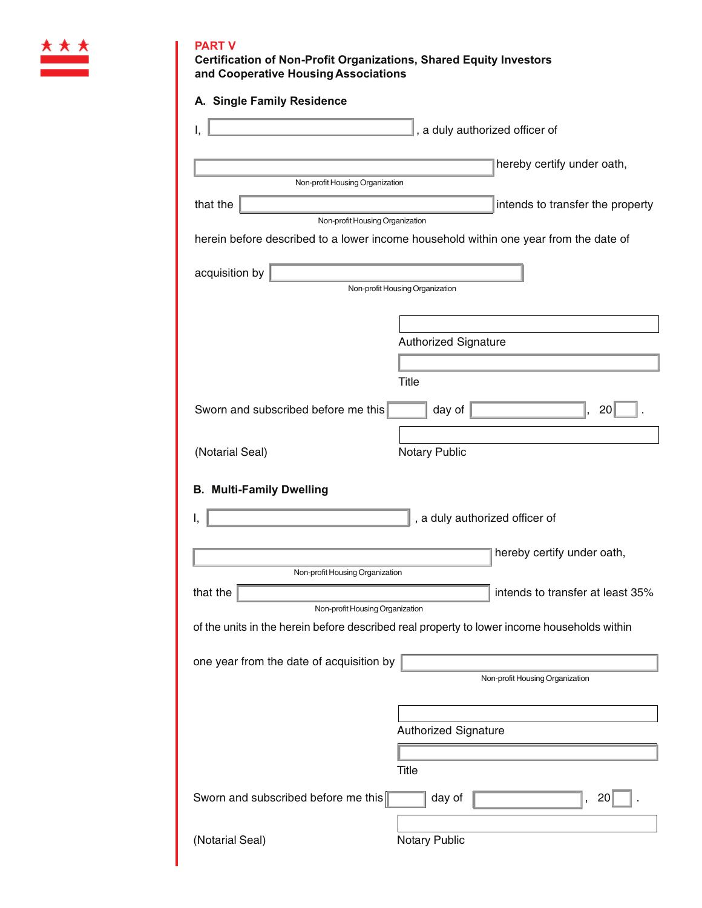## PART V

**Certification of Non-Profit Organizations, Shared Equity Investors and Cooperative Housing Associations**

### A. Single Family Residence

I, ____________________, a duly authorized officer of

____________________ hereby certify under oath,
Non-profit Housing Organization

that the ____________________ intends to transfer the property
Non-profit Housing Organization

herein before described to a lower income household within one year from the date of

acquisition by ____________________
Non-profit Housing Organization

____________________
Authorized Signature

____________________
Title

Sworn and subscribed before me this ______ day of ____________, 20____.

(Notarial Seal)

____________________
Notary Public

### B. Multi-Family Dwelling

I, ____________________, a duly authorized officer of

____________________ hereby certify under oath,
Non-profit Housing Organization

that the ____________________ intends to transfer at least 35%
Non-profit Housing Organization

of the units in the herein before described real property to lower income households within

one year from the date of acquisition by ____________________
Non-profit Housing Organization

____________________
Authorized Signature

____________________
Title

Sworn and subscribed before me this ______ day of ____________, 20____.

(Notarial Seal)

____________________
Notary Public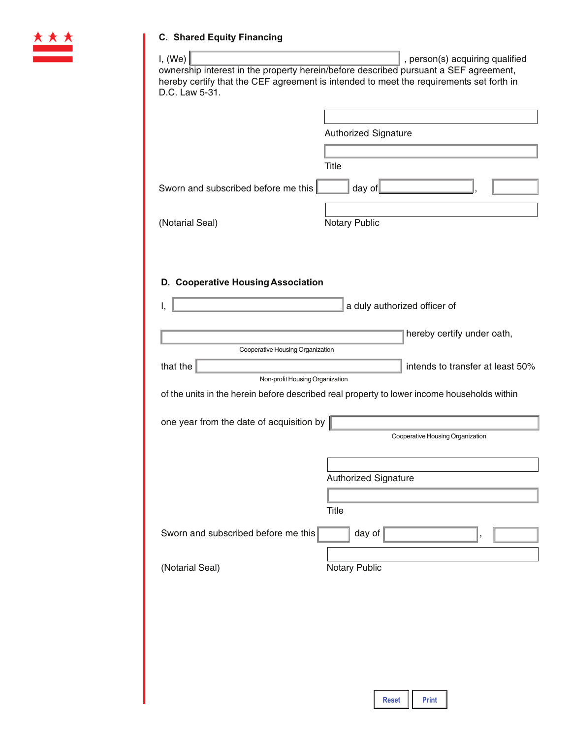### C. Shared Equity Financing

I, (We) \_\_\_\_\_\_\_\_\_\_\_\_\_\_\_\_\_\_\_\_ , person(s) acquiring qualified ownership interest in the property herein/before described pursuant a SEF agreement, hereby certify that the CEF agreement is intended to meet the requirements set forth in D.C. Law 5-31.

\_\_\_\_\_\_\_\_\_\_\_\_\_\_\_\_\_\_\_\_
Authorized Signature

\_\_\_\_\_\_\_\_\_\_\_\_\_\_\_\_\_\_\_\_
Title

Sworn and subscribed before me this \_\_\_\_\_ day of \_\_\_\_\_\_\_\_\_\_, \_\_\_\_\_

(Notarial Seal)

\_\_\_\_\_\_\_\_\_\_\_\_\_\_\_\_\_\_\_\_
Notary Public

### D. Cooperative Housing Association

I, \_\_\_\_\_\_\_\_\_\_\_\_\_\_\_\_\_\_\_\_ a duly authorized officer of

\_\_\_\_\_\_\_\_\_\_\_\_\_\_\_\_\_\_\_\_ hereby certify under oath,
Cooperative Housing Organization

that the \_\_\_\_\_\_\_\_\_\_\_\_\_\_\_\_\_\_\_\_ intends to transfer at least 50%
Non-profit Housing Organization

of the units in the herein before described real property to lower income households within

one year from the date of acquisition by \_\_\_\_\_\_\_\_\_\_\_\_\_\_\_\_\_\_\_\_
Cooperative Housing Organization

\_\_\_\_\_\_\_\_\_\_\_\_\_\_\_\_\_\_\_\_
Authorized Signature

\_\_\_\_\_\_\_\_\_\_\_\_\_\_\_\_\_\_\_\_
Title

Sworn and subscribed before me this \_\_\_\_\_ day of \_\_\_\_\_\_\_\_\_\_, \_\_\_\_\_

(Notarial Seal)

\_\_\_\_\_\_\_\_\_\_\_\_\_\_\_\_\_\_\_\_
Notary Public

Reset Print